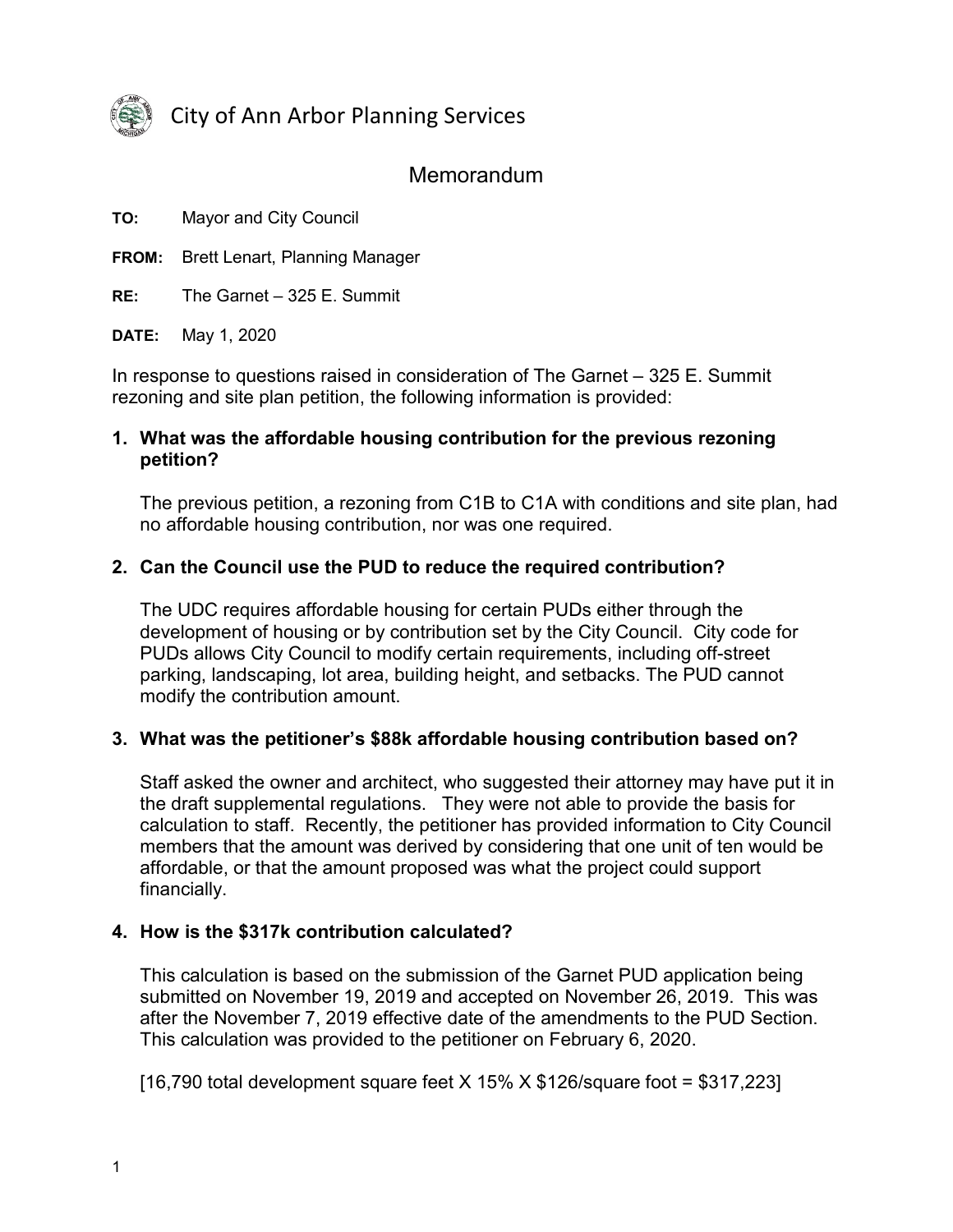City of Ann Arbor Planning Services

# Memorandum

**TO:** Mayor and City Council

**FROM:** Brett Lenart, Planning Manager

**RE:** The Garnet – 325 E. Summit

**DATE:** May 1, 2020

In response to questions raised in consideration of The Garnet – 325 E. Summit rezoning and site plan petition, the following information is provided:

1. **What was the affordable housing contribution for the previous rezoning petition?**

   The previous petition, a rezoning from C1B to C1A with conditions and site plan, had no affordable housing contribution, nor was one required.

2. **Can the Council use the PUD to reduce the required contribution?**

   The UDC requires affordable housing for certain PUDs either through the development of housing or by contribution set by the City Council. City code for PUDs allows City Council to modify certain requirements, including off-street parking, landscaping, lot area, building height, and setbacks. The PUD cannot modify the contribution amount.

3. **What was the petitioner's $88k affordable housing contribution based on?**

   Staff asked the owner and architect, who suggested their attorney may have put it in the draft supplemental regulations. They were not able to provide the basis for calculation to staff. Recently, the petitioner has provided information to City Council members that the amount was derived by considering that one unit of ten would be affordable, or that the amount proposed was what the project could support financially.

4. **How is the $317k contribution calculated?**

   This calculation is based on the submission of the Garnet PUD application being submitted on November 19, 2019 and accepted on November 26, 2019. This was after the November 7, 2019 effective date of the amendments to the PUD Section. This calculation was provided to the petitioner on February 6, 2020.

   [16,790 total development square feet X 15% X $126/square foot = $317,223]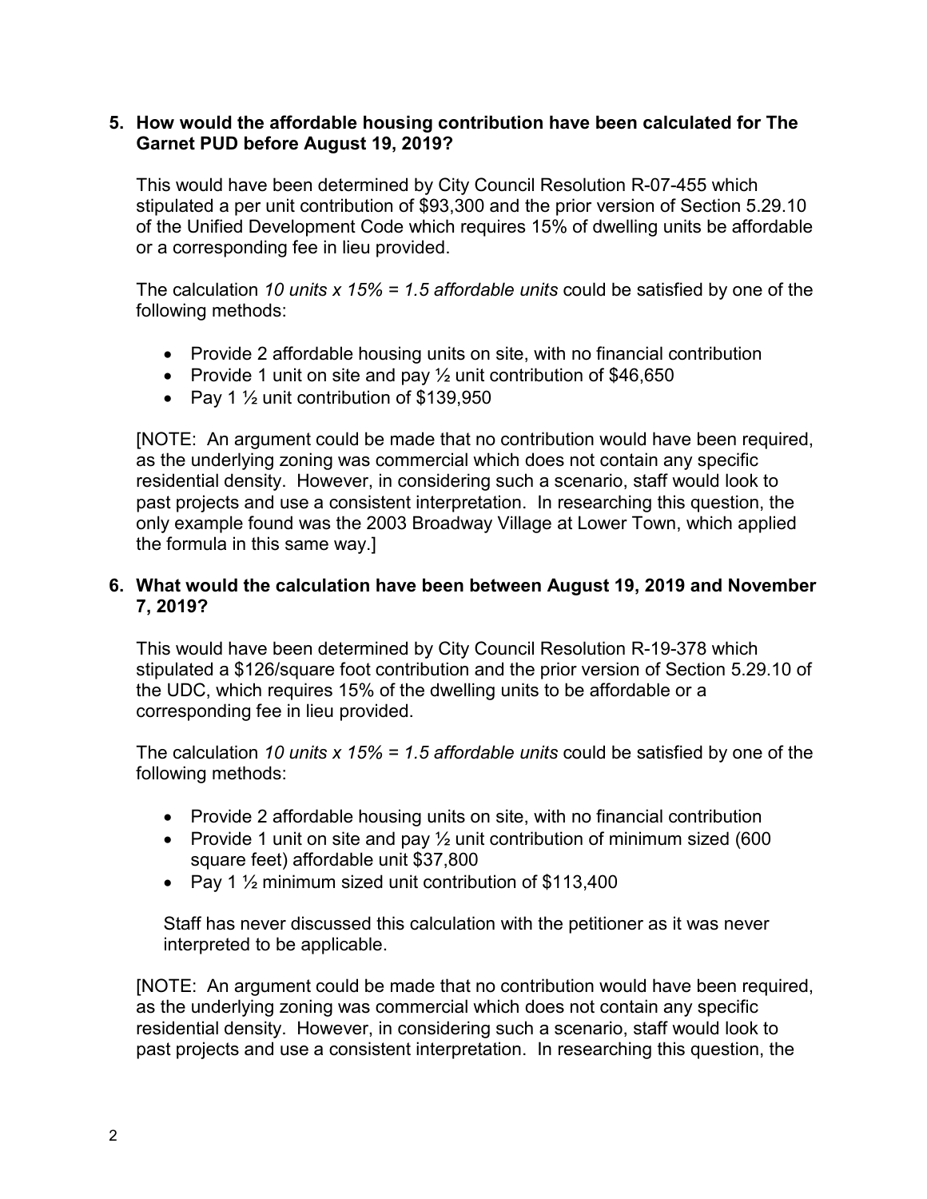**5. How would the affordable housing contribution have been calculated for The Garnet PUD before August 19, 2019?**

This would have been determined by City Council Resolution R-07-455 which stipulated a per unit contribution of $93,300 and the prior version of Section 5.29.10 of the Unified Development Code which requires 15% of dwelling units be affordable or a corresponding fee in lieu provided.

The calculation *10 units x 15% = 1.5 affordable units* could be satisfied by one of the following methods:

- Provide 2 affordable housing units on site, with no financial contribution
- Provide 1 unit on site and pay ½ unit contribution of $46,650
- Pay 1 ½ unit contribution of $139,950

[NOTE: An argument could be made that no contribution would have been required, as the underlying zoning was commercial which does not contain any specific residential density. However, in considering such a scenario, staff would look to past projects and use a consistent interpretation. In researching this question, the only example found was the 2003 Broadway Village at Lower Town, which applied the formula in this same way.]

**6. What would the calculation have been between August 19, 2019 and November 7, 2019?**

This would have been determined by City Council Resolution R-19-378 which stipulated a $126/square foot contribution and the prior version of Section 5.29.10 of the UDC, which requires 15% of the dwelling units to be affordable or a corresponding fee in lieu provided.

The calculation *10 units x 15% = 1.5 affordable units* could be satisfied by one of the following methods:

- Provide 2 affordable housing units on site, with no financial contribution
- Provide 1 unit on site and pay ½ unit contribution of minimum sized (600 square feet) affordable unit $37,800
- Pay 1 ½ minimum sized unit contribution of $113,400

Staff has never discussed this calculation with the petitioner as it was never interpreted to be applicable.

[NOTE: An argument could be made that no contribution would have been required, as the underlying zoning was commercial which does not contain any specific residential density. However, in considering such a scenario, staff would look to past projects and use a consistent interpretation. In researching this question, the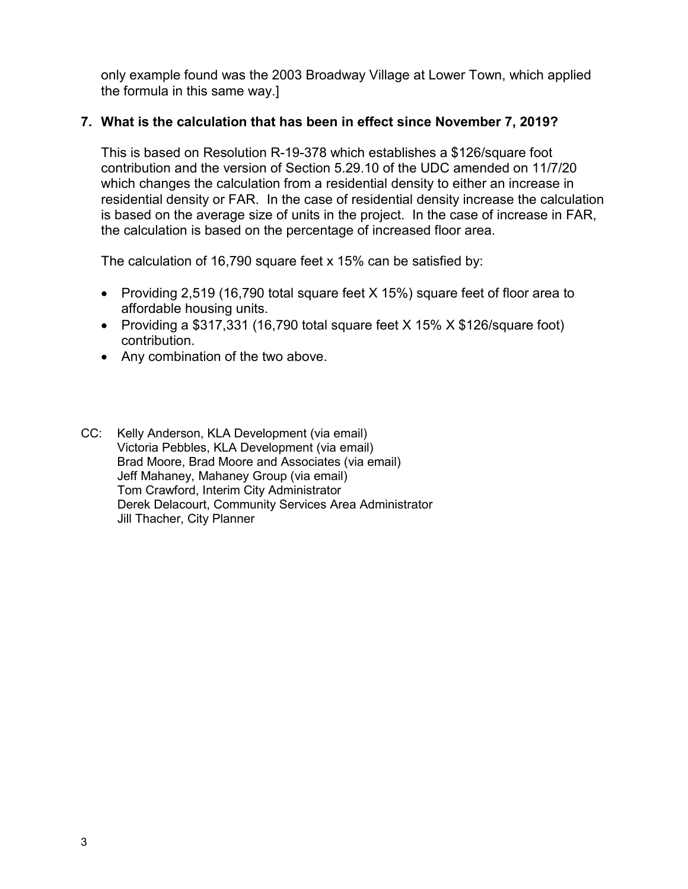only example found was the 2003 Broadway Village at Lower Town, which applied the formula in this same way.]

7. **What is the calculation that has been in effect since November 7, 2019?**

   This is based on Resolution R-19-378 which establishes a $126/square foot contribution and the version of Section 5.29.10 of the UDC amended on 11/7/20 which changes the calculation from a residential density to either an increase in residential density or FAR. In the case of residential density increase the calculation is based on the average size of units in the project. In the case of increase in FAR, the calculation is based on the percentage of increased floor area.

   The calculation of 16,790 square feet x 15% can be satisfied by:

   - Providing 2,519 (16,790 total square feet X 15%) square feet of floor area to affordable housing units.
   - Providing a $317,331 (16,790 total square feet X 15% X $126/square foot) contribution.
   - Any combination of the two above.

CC: Kelly Anderson, KLA Development (via email)
Victoria Pebbles, KLA Development (via email)
Brad Moore, Brad Moore and Associates (via email)
Jeff Mahaney, Mahaney Group (via email)
Tom Crawford, Interim City Administrator
Derek Delacourt, Community Services Area Administrator
Jill Thacher, City Planner